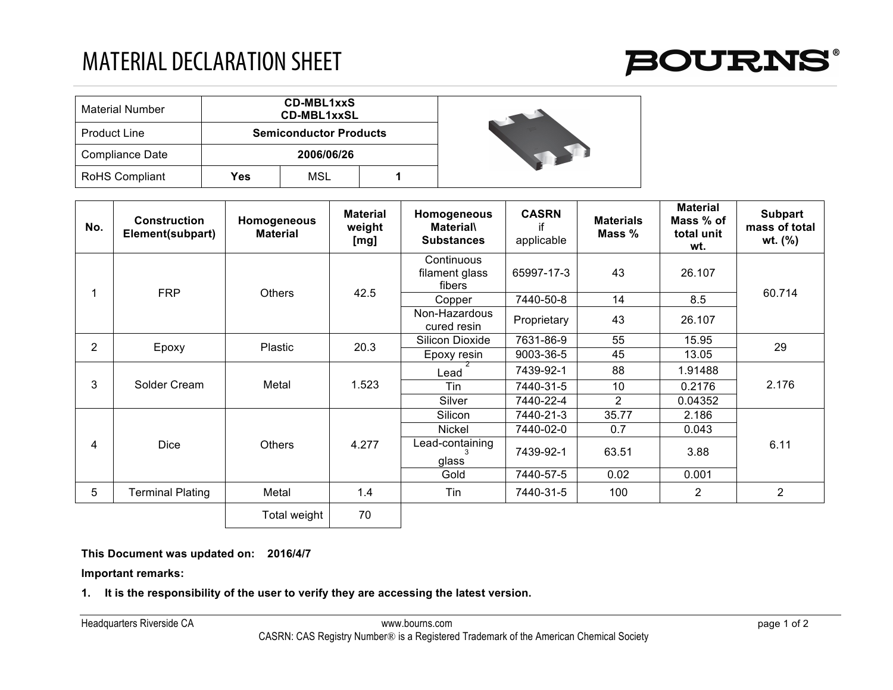# MATERIAL DECLARATION SHEET

BOURNS®

| Material Number | CD-MBL1xxS<br>CD-MBL1xxSL | | |
|---|---|---|---|
| Product Line | **Semiconductor Products** | | |
| Compliance Date | **2006/06/26** | | |
| RoHS Compliant | **Yes** | MSL | **1** |

| No. | Construction Element(subpart) | Homogeneous Material | Material weight [mg] | Homogeneous Material\ Substances | CASRN if applicable | Materials Mass % | Material Mass % of total unit wt. | Subpart mass of total wt. (%) |
|---|---|---|---|---|---|---|---|---|
| 1 | FRP | Others | 42.5 | Continuous filament glass fibers | 65997-17-3 | 43 | 26.107 | 60.714 |
| | | | | Copper | 7440-50-8 | 14 | 8.5 | |
| | | | | Non-Hazardous cured resin | Proprietary | 43 | 26.107 | |
| 2 | Epoxy | Plastic | 20.3 | Silicon Dioxide | 7631-86-9 | 55 | 15.95 | 29 |
| | | | | Epoxy resin | 9003-36-5 | 45 | 13.05 | |
| 3 | Solder Cream | Metal | 1.523 | Lead [2] | 7439-92-1 | 88 | 1.91488 | 2.176 |
| | | | | Tin | 7440-31-5 | 10 | 0.2176 | |
| | | | | Silver | 7440-22-4 | 2 | 0.04352 | |
| 4 | Dice | Others | 4.277 | Silicon | 7440-21-3 | 35.77 | 2.186 | 6.11 |
| | | | | Nickel | 7440-02-0 | 0.7 | 0.043 | |
| | | | | Lead-containing glass [3] | 7439-92-1 | 63.51 | 3.88 | |
| | | | | Gold | 7440-57-5 | 0.02 | 0.001 | |
| 5 | Terminal Plating | Metal | 1.4 | Tin | 7440-31-5 | 100 | 2 | 2 |
| | | Total weight | 70 | | | | | |

**This Document was updated on: 2016/4/7**

**Important remarks:**

**1. It is the responsibility of the user to verify they are accessing the latest version.**

Headquarters Riverside CA www.bourns.com

CASRN: CAS Registry Number® is a Registered Trademark of the American Chemical Society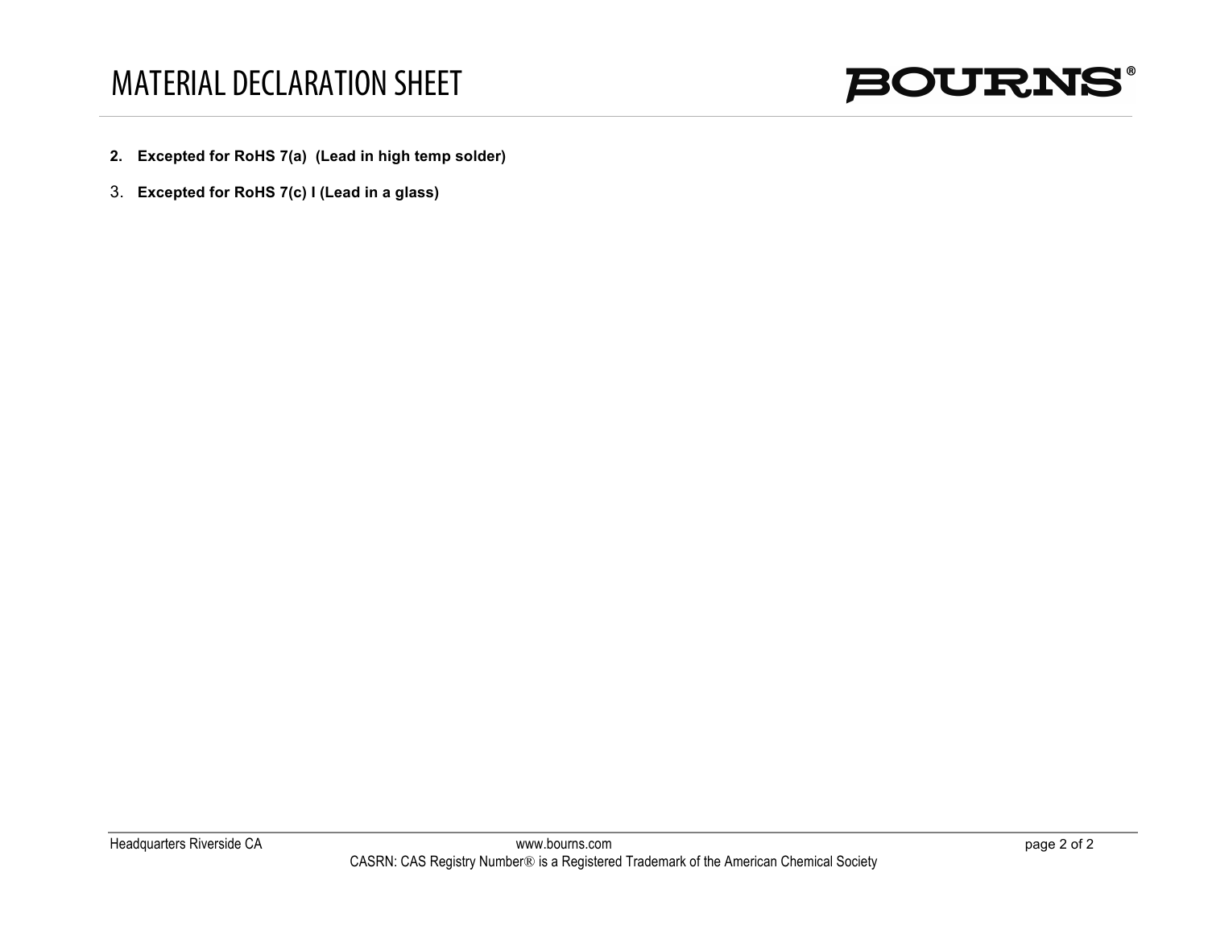2. **Excepted for RoHS 7(a) (Lead in high temp solder)**
3. **Excepted for RoHS 7(c) I (Lead in a glass)**